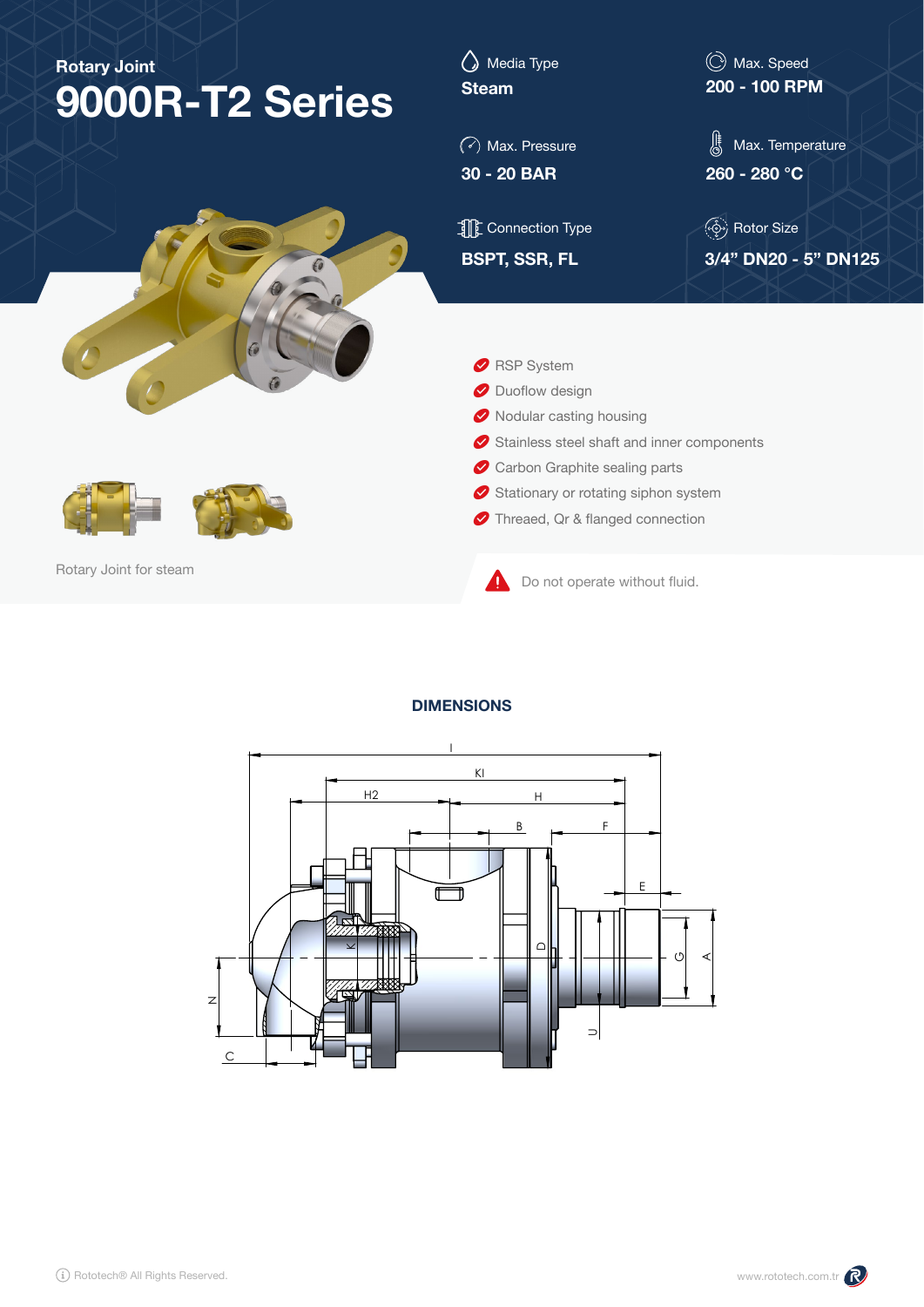Rotary Joint

# 9000R-T2 Series

Media Type
**Steam**

Max. Speed
**200 - 100 RPM**

Max. Pressure
**30 - 20 BAR**

Max. Temperature
**260 - 280 °C**

Connection Type
**BSPT, SSR, FL**

Rotor Size
**3/4" DN20 - 5" DN125**

- RSP System
- Duoflow design
- Nodular casting housing
- Stainless steel shaft and inner components
- Carbon Graphite sealing parts
- Stationary or rotating siphon system
- Threaed, Qr & flanged connection

Rotary Joint for steam

Do not operate without fluid.

## DIMENSIONS

I
Kl
H2
H
B
F
E
K
D
G
A
N
C
U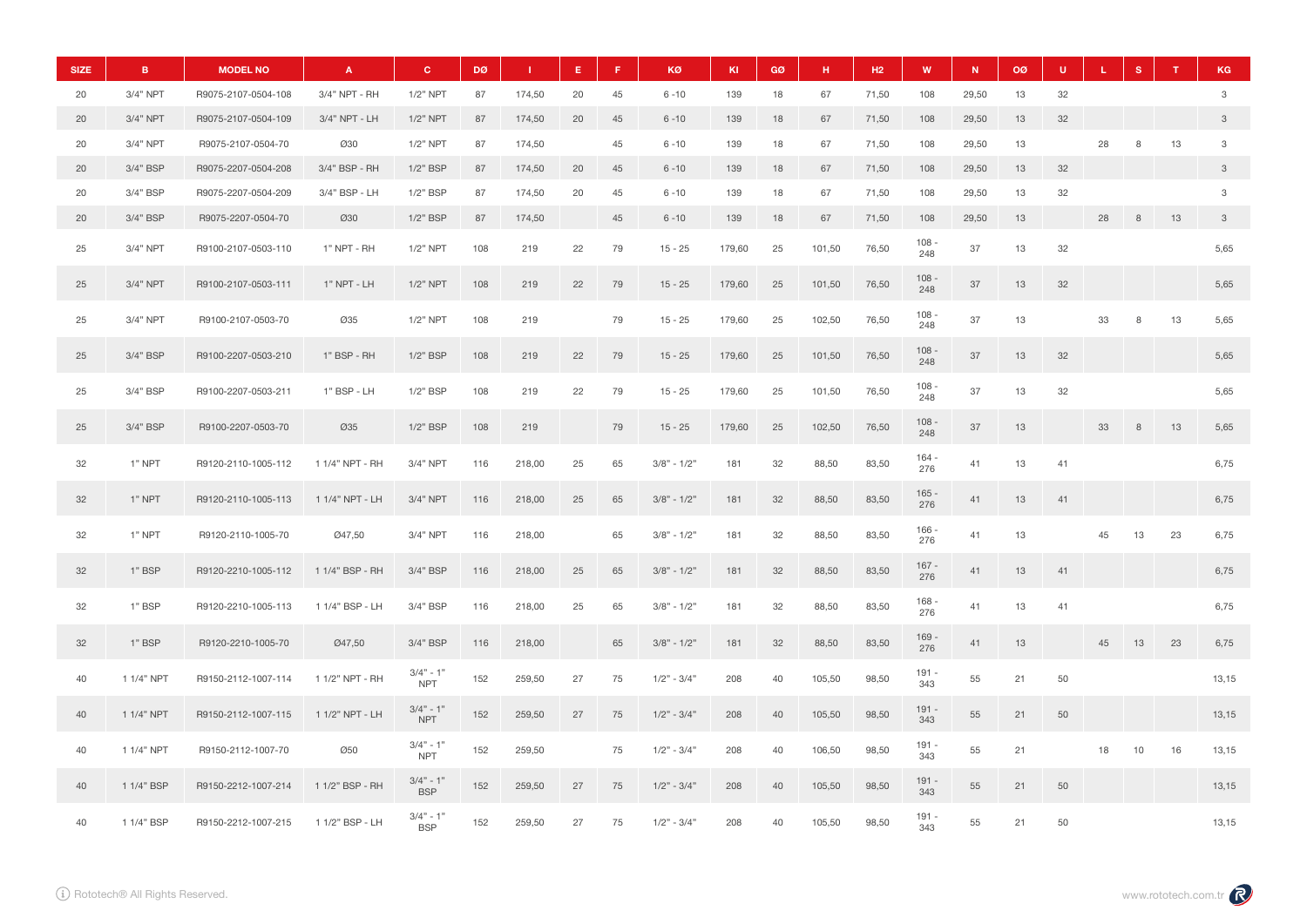| SIZE | B | MODEL NO | A | C | DØ | I | E | F | KØ | KI | GØ | H | H2 | W | N | OØ | U | L | S | T | KG |
|---|---|---|---|---|---|---|---|---|---|---|---|---|---|---|---|---|---|---|---|---|---|
| 20 | 3/4" NPT | R9075-2107-0504-108 | 3/4" NPT - RH | 1/2" NPT | 87 | 174,50 | 20 | 45 | 6 -10 | 139 | 18 | 67 | 71,50 | 108 | 29,50 | 13 | 32 | | | | 3 |
| 20 | 3/4" NPT | R9075-2107-0504-109 | 3/4" NPT - LH | 1/2" NPT | 87 | 174,50 | 20 | 45 | 6 -10 | 139 | 18 | 67 | 71,50 | 108 | 29,50 | 13 | 32 | | | | 3 |
| 20 | 3/4" NPT | R9075-2107-0504-70 | Ø30 | 1/2" NPT | 87 | 174,50 | | 45 | 6 -10 | 139 | 18 | 67 | 71,50 | 108 | 29,50 | 13 | | 28 | 8 | 13 | 3 |
| 20 | 3/4" BSP | R9075-2207-0504-208 | 3/4" BSP - RH | 1/2" BSP | 87 | 174,50 | 20 | 45 | 6 -10 | 139 | 18 | 67 | 71,50 | 108 | 29,50 | 13 | 32 | | | | 3 |
| 20 | 3/4" BSP | R9075-2207-0504-209 | 3/4" BSP - LH | 1/2" BSP | 87 | 174,50 | 20 | 45 | 6 -10 | 139 | 18 | 67 | 71,50 | 108 | 29,50 | 13 | 32 | | | | 3 |
| 20 | 3/4" BSP | R9075-2207-0504-70 | Ø30 | 1/2" BSP | 87 | 174,50 | | 45 | 6 -10 | 139 | 18 | 67 | 71,50 | 108 | 29,50 | 13 | | 28 | 8 | 13 | 3 |
| 25 | 3/4" NPT | R9100-2107-0503-110 | 1" NPT - RH | 1/2" NPT | 108 | 219 | 22 | 79 | 15 - 25 | 179,60 | 25 | 101,50 | 76,50 | 108 - 248 | 37 | 13 | 32 | | | | 5,65 |
| 25 | 3/4" NPT | R9100-2107-0503-111 | 1" NPT - LH | 1/2" NPT | 108 | 219 | 22 | 79 | 15 - 25 | 179,60 | 25 | 101,50 | 76,50 | 108 - 248 | 37 | 13 | 32 | | | | 5,65 |
| 25 | 3/4" NPT | R9100-2107-0503-70 | Ø35 | 1/2" NPT | 108 | 219 | | 79 | 15 - 25 | 179,60 | 25 | 102,50 | 76,50 | 108 - 248 | 37 | 13 | | 33 | 8 | 13 | 5,65 |
| 25 | 3/4" BSP | R9100-2207-0503-210 | 1" BSP - RH | 1/2" BSP | 108 | 219 | 22 | 79 | 15 - 25 | 179,60 | 25 | 101,50 | 76,50 | 108 - 248 | 37 | 13 | 32 | | | | 5,65 |
| 25 | 3/4" BSP | R9100-2207-0503-211 | 1" BSP - LH | 1/2" BSP | 108 | 219 | 22 | 79 | 15 - 25 | 179,60 | 25 | 101,50 | 76,50 | 108 - 248 | 37 | 13 | 32 | | | | 5,65 |
| 25 | 3/4" BSP | R9100-2207-0503-70 | Ø35 | 1/2" BSP | 108 | 219 | | 79 | 15 - 25 | 179,60 | 25 | 102,50 | 76,50 | 108 - 248 | 37 | 13 | | 33 | 8 | 13 | 5,65 |
| 32 | 1" NPT | R9120-2110-1005-112 | 1 1/4" NPT - RH | 3/4" NPT | 116 | 218,00 | 25 | 65 | 3/8" - 1/2" | 181 | 32 | 88,50 | 83,50 | 164 - 276 | 41 | 13 | 41 | | | | 6,75 |
| 32 | 1" NPT | R9120-2110-1005-113 | 1 1/4" NPT - LH | 3/4" NPT | 116 | 218,00 | 25 | 65 | 3/8" - 1/2" | 181 | 32 | 88,50 | 83,50 | 165 - 276 | 41 | 13 | 41 | | | | 6,75 |
| 32 | 1" NPT | R9120-2110-1005-70 | Ø47,50 | 3/4" NPT | 116 | 218,00 | | 65 | 3/8" - 1/2" | 181 | 32 | 88,50 | 83,50 | 166 - 276 | 41 | 13 | | 45 | 13 | 23 | 6,75 |
| 32 | 1" BSP | R9120-2210-1005-112 | 1 1/4" BSP - RH | 3/4" BSP | 116 | 218,00 | 25 | 65 | 3/8" - 1/2" | 181 | 32 | 88,50 | 83,50 | 167 - 276 | 41 | 13 | 41 | | | | 6,75 |
| 32 | 1" BSP | R9120-2210-1005-113 | 1 1/4" BSP - LH | 3/4" BSP | 116 | 218,00 | 25 | 65 | 3/8" - 1/2" | 181 | 32 | 88,50 | 83,50 | 168 - 276 | 41 | 13 | 41 | | | | 6,75 |
| 32 | 1" BSP | R9120-2210-1005-70 | Ø47,50 | 3/4" BSP | 116 | 218,00 | | 65 | 3/8" - 1/2" | 181 | 32 | 88,50 | 83,50 | 169 - 276 | 41 | 13 | | 45 | 13 | 23 | 6,75 |
| 40 | 1 1/4" NPT | R9150-2112-1007-114 | 1 1/2" NPT - RH | 3/4" - 1" NPT | 152 | 259,50 | 27 | 75 | 1/2" - 3/4" | 208 | 40 | 105,50 | 98,50 | 191 - 343 | 55 | 21 | 50 | | | | 13,15 |
| 40 | 1 1/4" NPT | R9150-2112-1007-115 | 1 1/2" NPT - LH | 3/4" - 1" NPT | 152 | 259,50 | 27 | 75 | 1/2" - 3/4" | 208 | 40 | 105,50 | 98,50 | 191 - 343 | 55 | 21 | 50 | | | | 13,15 |
| 40 | 1 1/4" NPT | R9150-2112-1007-70 | Ø50 | 3/4" - 1" NPT | 152 | 259,50 | | 75 | 1/2" - 3/4" | 208 | 40 | 106,50 | 98,50 | 191 - 343 | 55 | 21 | | 18 | 10 | 16 | 13,15 |
| 40 | 1 1/4" BSP | R9150-2212-1007-214 | 1 1/2" BSP - RH | 3/4" - 1" BSP | 152 | 259,50 | 27 | 75 | 1/2" - 3/4" | 208 | 40 | 105,50 | 98,50 | 191 - 343 | 55 | 21 | 50 | | | | 13,15 |
| 40 | 1 1/4" BSP | R9150-2212-1007-215 | 1 1/2" BSP - LH | 3/4" - 1" BSP | 152 | 259,50 | 27 | 75 | 1/2" - 3/4" | 208 | 40 | 105,50 | 98,50 | 191 - 343 | 55 | 21 | 50 | | | | 13,15 |

Rototech® All Rights Reserved.

www.rototech.com.tr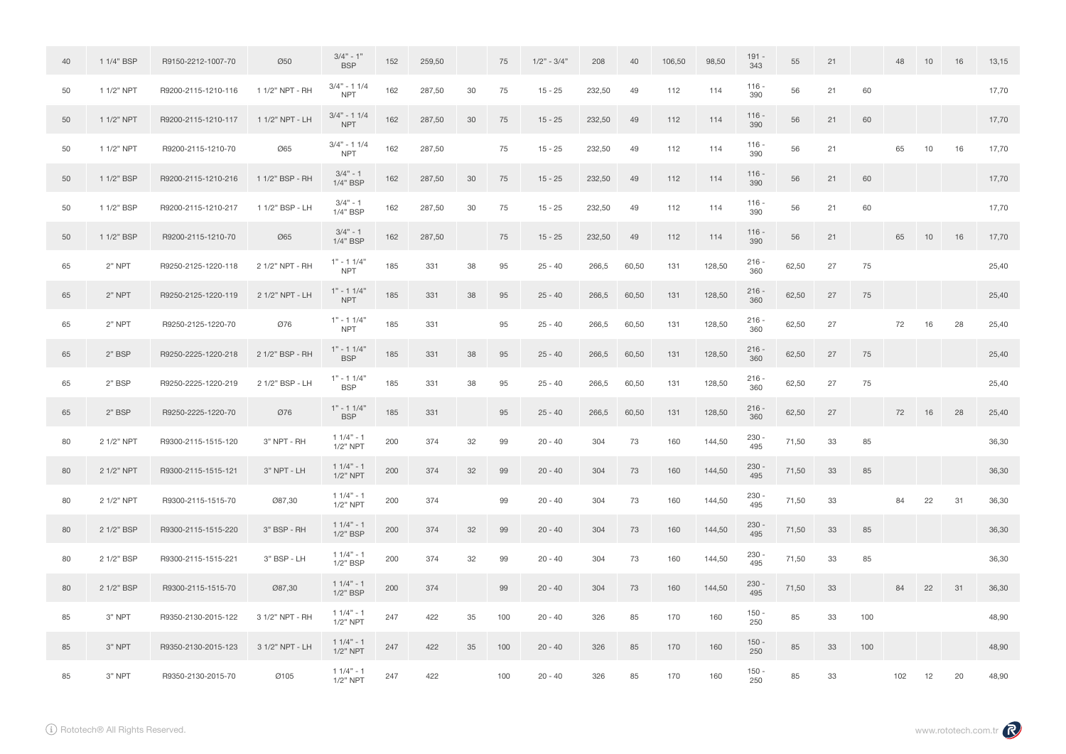| | | | | | | | | | | | | | | | | | | | | | | |
|---|---|---|---|---|---|---|---|---|---|---|---|---|---|---|---|---|---|---|---|---|---|---|
| 40 | 1 1/4" BSP | R9150-2212-1007-70 | Ø50 | 3/4" - 1" BSP | 152 | 259,50 | | 75 | 1/2" - 3/4" | 208 | 40 | 106,50 | 98,50 | 191 - 343 | 55 | 21 | | 48 | 10 | 16 | 13,15 |
| 50 | 1 1/2" NPT | R9200-2115-1210-116 | 1 1/2" NPT - RH | 3/4" - 1 1/4 NPT | 162 | 287,50 | 30 | 75 | 15 - 25 | 232,50 | 49 | 112 | 114 | 116 - 390 | 56 | 21 | 60 | | | | 17,70 |
| 50 | 1 1/2" NPT | R9200-2115-1210-117 | 1 1/2" NPT - LH | 3/4" - 1 1/4 NPT | 162 | 287,50 | 30 | 75 | 15 - 25 | 232,50 | 49 | 112 | 114 | 116 - 390 | 56 | 21 | 60 | | | | 17,70 |
| 50 | 1 1/2" NPT | R9200-2115-1210-70 | Ø65 | 3/4" - 1 1/4 NPT | 162 | 287,50 | | 75 | 15 - 25 | 232,50 | 49 | 112 | 114 | 116 - 390 | 56 | 21 | | 65 | 10 | 16 | 17,70 |
| 50 | 1 1/2" BSP | R9200-2115-1210-216 | 1 1/2" BSP - RH | 3/4" - 1 1/4" BSP | 162 | 287,50 | 30 | 75 | 15 - 25 | 232,50 | 49 | 112 | 114 | 116 - 390 | 56 | 21 | 60 | | | | 17,70 |
| 50 | 1 1/2" BSP | R9200-2115-1210-217 | 1 1/2" BSP - LH | 3/4" - 1 1/4" BSP | 162 | 287,50 | 30 | 75 | 15 - 25 | 232,50 | 49 | 112 | 114 | 116 - 390 | 56 | 21 | 60 | | | | 17,70 |
| 50 | 1 1/2" BSP | R9200-2115-1210-70 | Ø65 | 3/4" - 1 1/4" BSP | 162 | 287,50 | | 75 | 15 - 25 | 232,50 | 49 | 112 | 114 | 116 - 390 | 56 | 21 | | 65 | 10 | 16 | 17,70 |
| 65 | 2" NPT | R9250-2125-1220-118 | 2 1/2" NPT - RH | 1" - 1 1/4" NPT | 185 | 331 | 38 | 95 | 25 - 40 | 266,5 | 60,50 | 131 | 128,50 | 216 - 360 | 62,50 | 27 | 75 | | | | 25,40 |
| 65 | 2" NPT | R9250-2125-1220-119 | 2 1/2" NPT - LH | 1" - 1 1/4" NPT | 185 | 331 | 38 | 95 | 25 - 40 | 266,5 | 60,50 | 131 | 128,50 | 216 - 360 | 62,50 | 27 | 75 | | | | 25,40 |
| 65 | 2" NPT | R9250-2125-1220-70 | Ø76 | 1" - 1 1/4" NPT | 185 | 331 | | 95 | 25 - 40 | 266,5 | 60,50 | 131 | 128,50 | 216 - 360 | 62,50 | 27 | | 72 | 16 | 28 | 25,40 |
| 65 | 2" BSP | R9250-2225-1220-218 | 2 1/2" BSP - RH | 1" - 1 1/4" BSP | 185 | 331 | 38 | 95 | 25 - 40 | 266,5 | 60,50 | 131 | 128,50 | 216 - 360 | 62,50 | 27 | 75 | | | | 25,40 |
| 65 | 2" BSP | R9250-2225-1220-219 | 2 1/2" BSP - LH | 1" - 1 1/4" BSP | 185 | 331 | 38 | 95 | 25 - 40 | 266,5 | 60,50 | 131 | 128,50 | 216 - 360 | 62,50 | 27 | 75 | | | | 25,40 |
| 65 | 2" BSP | R9250-2225-1220-70 | Ø76 | 1" - 1 1/4" BSP | 185 | 331 | | 95 | 25 - 40 | 266,5 | 60,50 | 131 | 128,50 | 216 - 360 | 62,50 | 27 | | 72 | 16 | 28 | 25,40 |
| 80 | 2 1/2" NPT | R9300-2115-1515-120 | 3" NPT - RH | 1 1/4" - 1 1/2" NPT | 200 | 374 | 32 | 99 | 20 - 40 | 304 | 73 | 160 | 144,50 | 230 - 495 | 71,50 | 33 | 85 | | | | 36,30 |
| 80 | 2 1/2" NPT | R9300-2115-1515-121 | 3" NPT - LH | 1 1/4" - 1 1/2" NPT | 200 | 374 | 32 | 99 | 20 - 40 | 304 | 73 | 160 | 144,50 | 230 - 495 | 71,50 | 33 | 85 | | | | 36,30 |
| 80 | 2 1/2" NPT | R9300-2115-1515-70 | Ø87,30 | 1 1/4" - 1 1/2" NPT | 200 | 374 | | 99 | 20 - 40 | 304 | 73 | 160 | 144,50 | 230 - 495 | 71,50 | 33 | | 84 | 22 | 31 | 36,30 |
| 80 | 2 1/2" BSP | R9300-2115-1515-220 | 3" BSP - RH | 1 1/4" - 1 1/2" BSP | 200 | 374 | 32 | 99 | 20 - 40 | 304 | 73 | 160 | 144,50 | 230 - 495 | 71,50 | 33 | 85 | | | | 36,30 |
| 80 | 2 1/2" BSP | R9300-2115-1515-221 | 3" BSP - LH | 1 1/4" - 1 1/2" BSP | 200 | 374 | 32 | 99 | 20 - 40 | 304 | 73 | 160 | 144,50 | 230 - 495 | 71,50 | 33 | 85 | | | | 36,30 |
| 80 | 2 1/2" BSP | R9300-2115-1515-70 | Ø87,30 | 1 1/4" - 1 1/2" BSP | 200 | 374 | | 99 | 20 - 40 | 304 | 73 | 160 | 144,50 | 230 - 495 | 71,50 | 33 | | 84 | 22 | 31 | 36,30 |
| 85 | 3" NPT | R9350-2130-2015-122 | 3 1/2" NPT - RH | 1 1/4" - 1 1/2" NPT | 247 | 422 | 35 | 100 | 20 - 40 | 326 | 85 | 170 | 160 | 150 - 250 | 85 | 33 | 100 | | | | 48,90 |
| 85 | 3" NPT | R9350-2130-2015-123 | 3 1/2" NPT - LH | 1 1/4" - 1 1/2" NPT | 247 | 422 | 35 | 100 | 20 - 40 | 326 | 85 | 170 | 160 | 150 - 250 | 85 | 33 | 100 | | | | 48,90 |
| 85 | 3" NPT | R9350-2130-2015-70 | Ø105 | 1 1/4" - 1 1/2" NPT | 247 | 422 | | 100 | 20 - 40 | 326 | 85 | 170 | 160 | 150 - 250 | 85 | 33 | | 102 | 12 | 20 | 48,90 |

Rototech® All Rights Reserved.

www.rototech.com.tr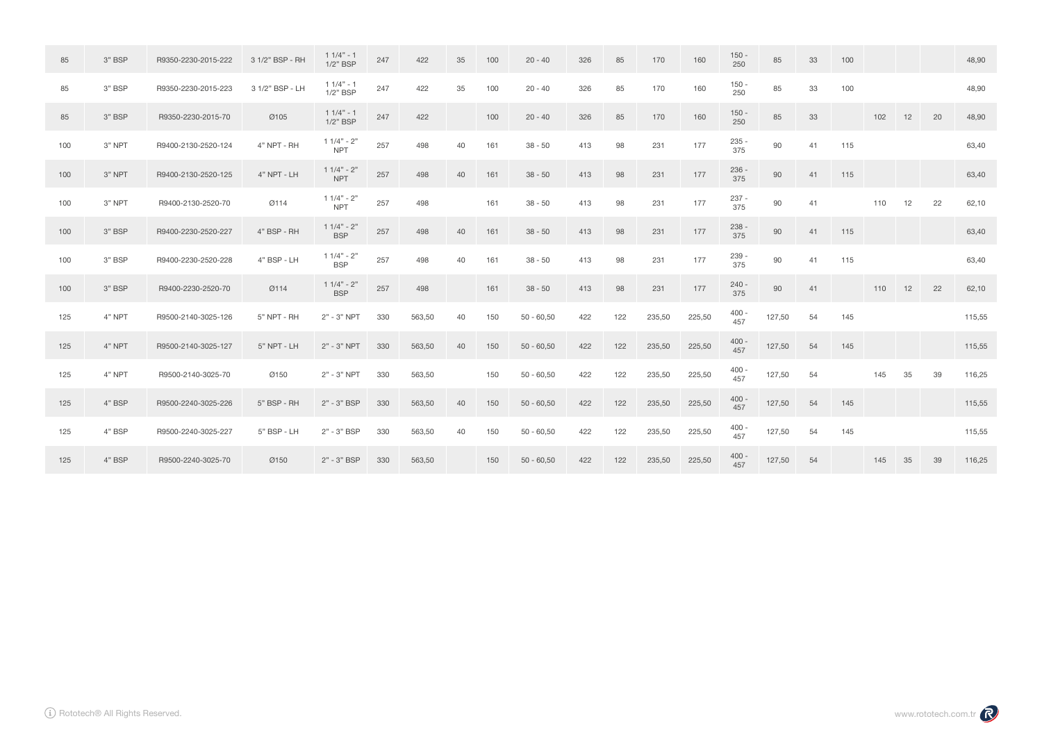| | | | | | | | | | | | | | | | | | | | | | |
|---|---|---|---|---|---|---|---|---|---|---|---|---|---|---|---|---|---|---|---|---|---|
| 85 | 3" BSP | R9350-2230-2015-222 | 3 1/2" BSP - RH | 1 1/4" - 1 1/2" BSP | 247 | 422 | 35 | 100 | 20 - 40 | 326 | 85 | 170 | 160 | 150 - 250 | 85 | 33 | 100 | | | | 48,90 |
| 85 | 3" BSP | R9350-2230-2015-223 | 3 1/2" BSP - LH | 1 1/4" - 1 1/2" BSP | 247 | 422 | 35 | 100 | 20 - 40 | 326 | 85 | 170 | 160 | 150 - 250 | 85 | 33 | 100 | | | | 48,90 |
| 85 | 3" BSP | R9350-2230-2015-70 | Ø105 | 1 1/4" - 1 1/2" BSP | 247 | 422 | | 100 | 20 - 40 | 326 | 85 | 170 | 160 | 150 - 250 | 85 | 33 | | 102 | 12 | 20 | 48,90 |
| 100 | 3" NPT | R9400-2130-2520-124 | 4" NPT - RH | 1 1/4" - 2" NPT | 257 | 498 | 40 | 161 | 38 - 50 | 413 | 98 | 231 | 177 | 235 - 375 | 90 | 41 | 115 | | | | 63,40 |
| 100 | 3" NPT | R9400-2130-2520-125 | 4" NPT - LH | 1 1/4" - 2" NPT | 257 | 498 | 40 | 161 | 38 - 50 | 413 | 98 | 231 | 177 | 236 - 375 | 90 | 41 | 115 | | | | 63,40 |
| 100 | 3" NPT | R9400-2130-2520-70 | Ø114 | 1 1/4" - 2" NPT | 257 | 498 | | 161 | 38 - 50 | 413 | 98 | 231 | 177 | 237 - 375 | 90 | 41 | | 110 | 12 | 22 | 62,10 |
| 100 | 3" BSP | R9400-2230-2520-227 | 4" BSP - RH | 1 1/4" - 2" BSP | 257 | 498 | 40 | 161 | 38 - 50 | 413 | 98 | 231 | 177 | 238 - 375 | 90 | 41 | 115 | | | | 63,40 |
| 100 | 3" BSP | R9400-2230-2520-228 | 4" BSP - LH | 1 1/4" - 2" BSP | 257 | 498 | 40 | 161 | 38 - 50 | 413 | 98 | 231 | 177 | 239 - 375 | 90 | 41 | 115 | | | | 63,40 |
| 100 | 3" BSP | R9400-2230-2520-70 | Ø114 | 1 1/4" - 2" BSP | 257 | 498 | | 161 | 38 - 50 | 413 | 98 | 231 | 177 | 240 - 375 | 90 | 41 | | 110 | 12 | 22 | 62,10 |
| 125 | 4" NPT | R9500-2140-3025-126 | 5" NPT - RH | 2" - 3" NPT | 330 | 563,50 | 40 | 150 | 50 - 60,50 | 422 | 122 | 235,50 | 225,50 | 400 - 457 | 127,50 | 54 | 145 | | | | 115,55 |
| 125 | 4" NPT | R9500-2140-3025-127 | 5" NPT - LH | 2" - 3" NPT | 330 | 563,50 | 40 | 150 | 50 - 60,50 | 422 | 122 | 235,50 | 225,50 | 400 - 457 | 127,50 | 54 | 145 | | | | 115,55 |
| 125 | 4" NPT | R9500-2140-3025-70 | Ø150 | 2" - 3" NPT | 330 | 563,50 | | 150 | 50 - 60,50 | 422 | 122 | 235,50 | 225,50 | 400 - 457 | 127,50 | 54 | | 145 | 35 | 39 | 116,25 |
| 125 | 4" BSP | R9500-2240-3025-226 | 5" BSP - RH | 2" - 3" BSP | 330 | 563,50 | 40 | 150 | 50 - 60,50 | 422 | 122 | 235,50 | 225,50 | 400 - 457 | 127,50 | 54 | 145 | | | | 115,55 |
| 125 | 4" BSP | R9500-2240-3025-227 | 5" BSP - LH | 2" - 3" BSP | 330 | 563,50 | 40 | 150 | 50 - 60,50 | 422 | 122 | 235,50 | 225,50 | 400 - 457 | 127,50 | 54 | 145 | | | | 115,55 |
| 125 | 4" BSP | R9500-2240-3025-70 | Ø150 | 2" - 3" BSP | 330 | 563,50 | | 150 | 50 - 60,50 | 422 | 122 | 235,50 | 225,50 | 400 - 457 | 127,50 | 54 | | 145 | 35 | 39 | 116,25 |

Rototech® All Rights Reserved.

www.rototech.com.tr